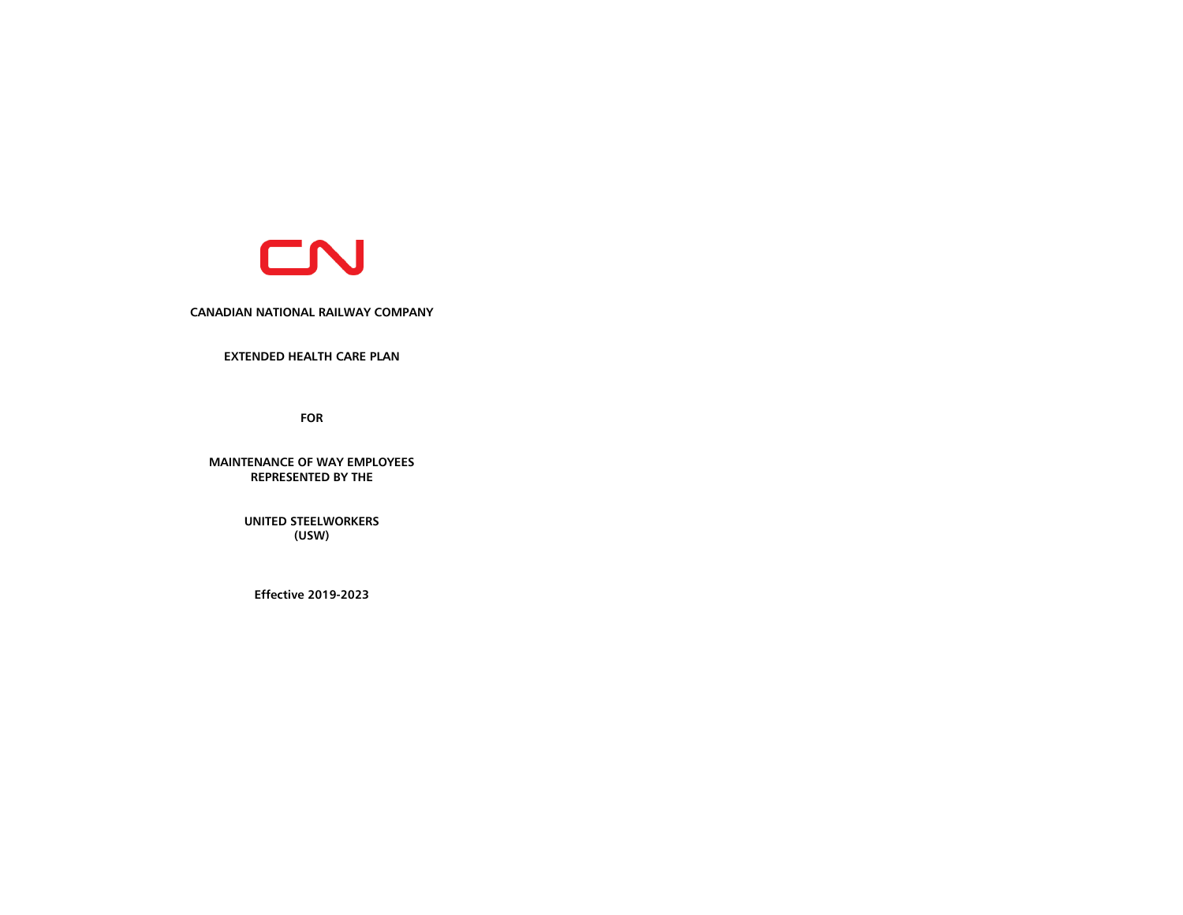**CANADIAN NATIONAL RAILWAY COMPANY**

**EXTENDED HEALTH CARE PLAN**

**FOR**

**MAINTENANCE OF WAY EMPLOYEES REPRESENTED BY THE**

**UNITED STEELWORKERS (USW)**

**Effective 2019-2023**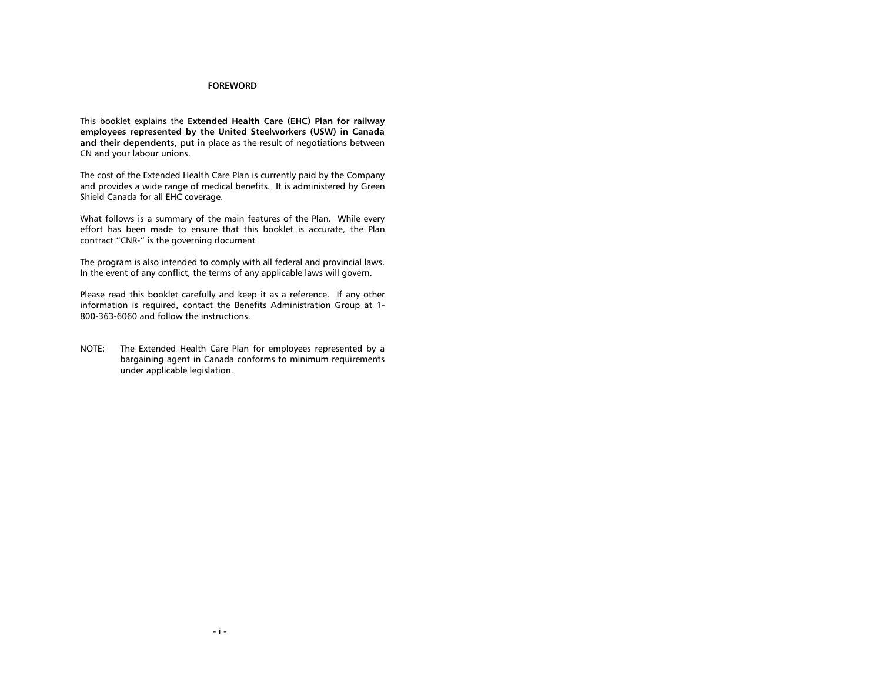# FOREWORD

This booklet explains the **Extended Health Care (EHC) Plan for railway employees represented by the United Steelworkers (USW) in Canada and their dependents,** put in place as the result of negotiations between CN and your labour unions.

The cost of the Extended Health Care Plan is currently paid by the Company and provides a wide range of medical benefits. It is administered by Green Shield Canada for all EHC coverage.

What follows is a summary of the main features of the Plan. While every effort has been made to ensure that this booklet is accurate, the Plan contract "CNR-" is the governing document

The program is also intended to comply with all federal and provincial laws. In the event of any conflict, the terms of any applicable laws will govern.

Please read this booklet carefully and keep it as a reference. If any other information is required, contact the Benefits Administration Group at 1-800-363-6060 and follow the instructions.

NOTE: The Extended Health Care Plan for employees represented by a bargaining agent in Canada conforms to minimum requirements under applicable legislation.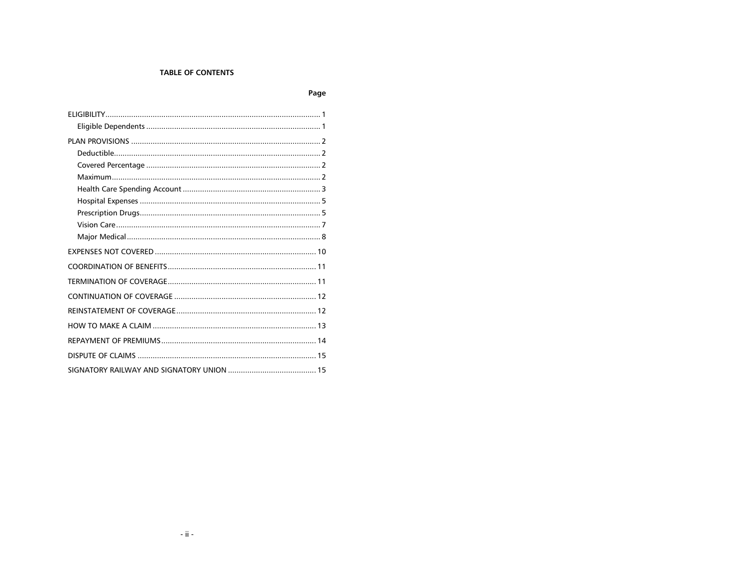**TABLE OF CONTENTS**

| | Page |
|---|---|
| ELIGIBILITY | 1 |
| Eligible Dependents | 1 |
| PLAN PROVISIONS | 2 |
| Deductible | 2 |
| Covered Percentage | 2 |
| Maximum | 2 |
| Health Care Spending Account | 3 |
| Hospital Expenses | 5 |
| Prescription Drugs | 5 |
| Vision Care | 7 |
| Major Medical | 8 |
| EXPENSES NOT COVERED | 10 |
| COORDINATION OF BENEFITS | 11 |
| TERMINATION OF COVERAGE | 11 |
| CONTINUATION OF COVERAGE | 12 |
| REINSTATEMENT OF COVERAGE | 12 |
| HOW TO MAKE A CLAIM | 13 |
| REPAYMENT OF PREMIUMS | 14 |
| DISPUTE OF CLAIMS | 15 |
| SIGNATORY RAILWAY AND SIGNATORY UNION | 15 |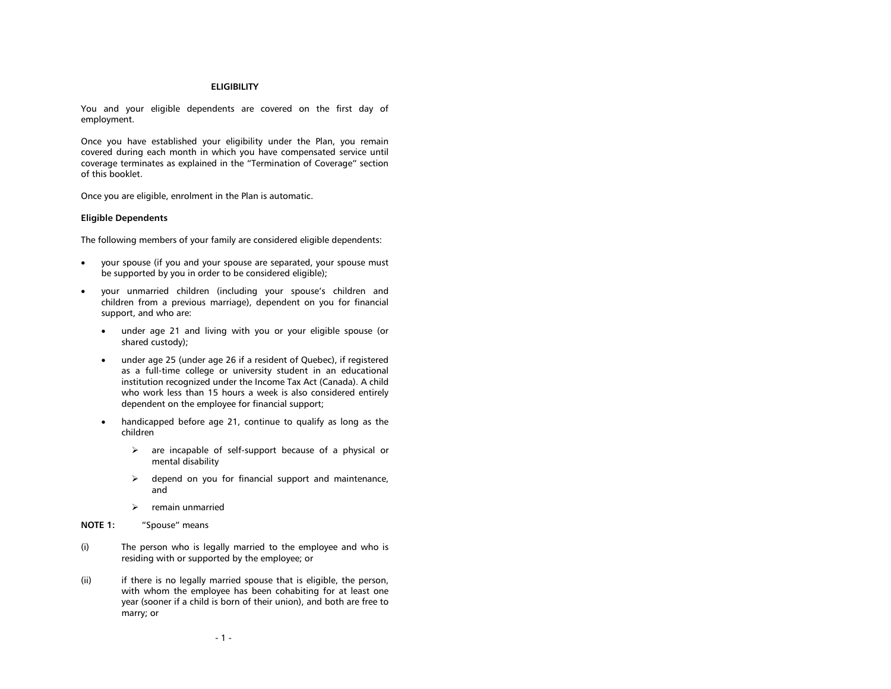## ELIGIBILITY

You and your eligible dependents are covered on the first day of employment.

Once you have established your eligibility under the Plan, you remain covered during each month in which you have compensated service until coverage terminates as explained in the "Termination of Coverage" section of this booklet.

Once you are eligible, enrolment in the Plan is automatic.

### Eligible Dependents

The following members of your family are considered eligible dependents:

- your spouse (if you and your spouse are separated, your spouse must be supported by you in order to be considered eligible);
- your unmarried children (including your spouse's children and children from a previous marriage), dependent on you for financial support, and who are:
  - under age 21 and living with you or your eligible spouse (or shared custody);
  - under age 25 (under age 26 if a resident of Quebec), if registered as a full-time college or university student in an educational institution recognized under the Income Tax Act (Canada). A child who work less than 15 hours a week is also considered entirely dependent on the employee for financial support;
  - handicapped before age 21, continue to qualify as long as the children
    - ➢ are incapable of self-support because of a physical or mental disability
    - ➢ depend on you for financial support and maintenance, and
    - ➢ remain unmarried

**NOTE 1:** "Spouse" means

(i) The person who is legally married to the employee and who is residing with or supported by the employee; or

(ii) if there is no legally married spouse that is eligible, the person, with whom the employee has been cohabiting for at least one year (sooner if a child is born of their union), and both are free to marry; or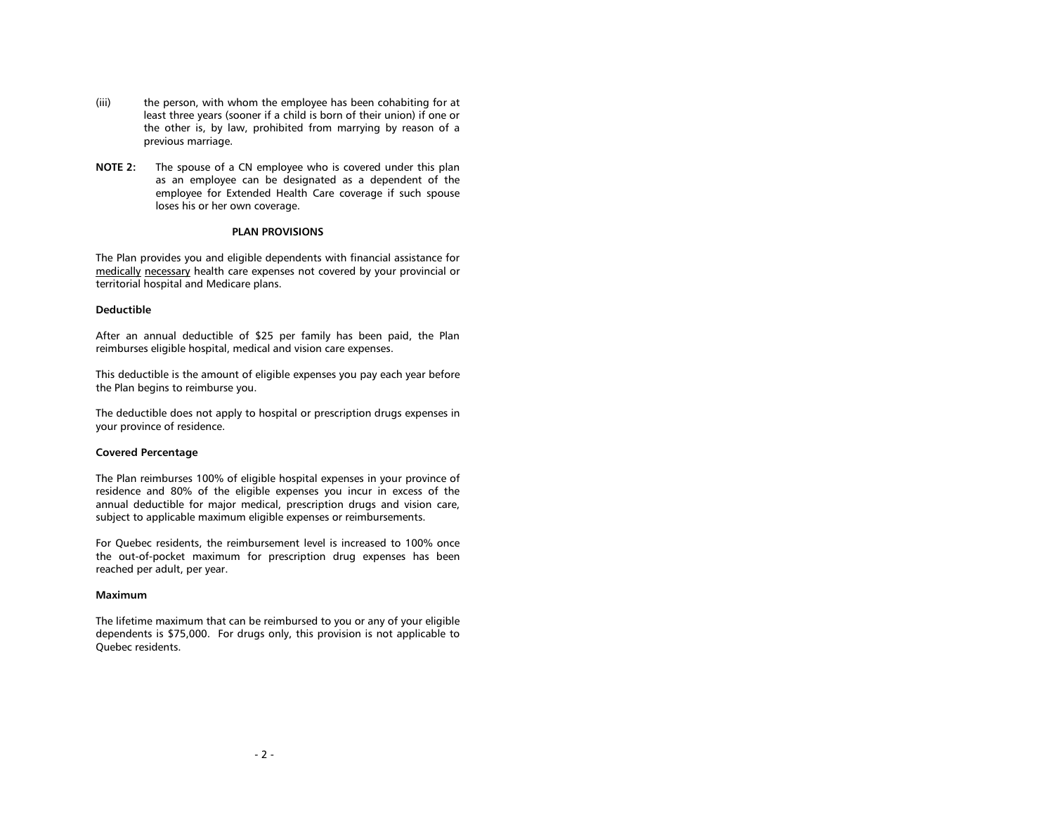(iii) the person, with whom the employee has been cohabiting for at least three years (sooner if a child is born of their union) if one or the other is, by law, prohibited from marrying by reason of a previous marriage.

**NOTE 2:** The spouse of a CN employee who is covered under this plan as an employee can be designated as a dependent of the employee for Extended Health Care coverage if such spouse loses his or her own coverage.

**PLAN PROVISIONS**

The Plan provides you and eligible dependents with financial assistance for medically necessary health care expenses not covered by your provincial or territorial hospital and Medicare plans.

**Deductible**

After an annual deductible of $25 per family has been paid, the Plan reimburses eligible hospital, medical and vision care expenses.

This deductible is the amount of eligible expenses you pay each year before the Plan begins to reimburse you.

The deductible does not apply to hospital or prescription drugs expenses in your province of residence.

**Covered Percentage**

The Plan reimburses 100% of eligible hospital expenses in your province of residence and 80% of the eligible expenses you incur in excess of the annual deductible for major medical, prescription drugs and vision care, subject to applicable maximum eligible expenses or reimbursements.

For Quebec residents, the reimbursement level is increased to 100% once the out-of-pocket maximum for prescription drug expenses has been reached per adult, per year.

**Maximum**

The lifetime maximum that can be reimbursed to you or any of your eligible dependents is $75,000. For drugs only, this provision is not applicable to Quebec residents.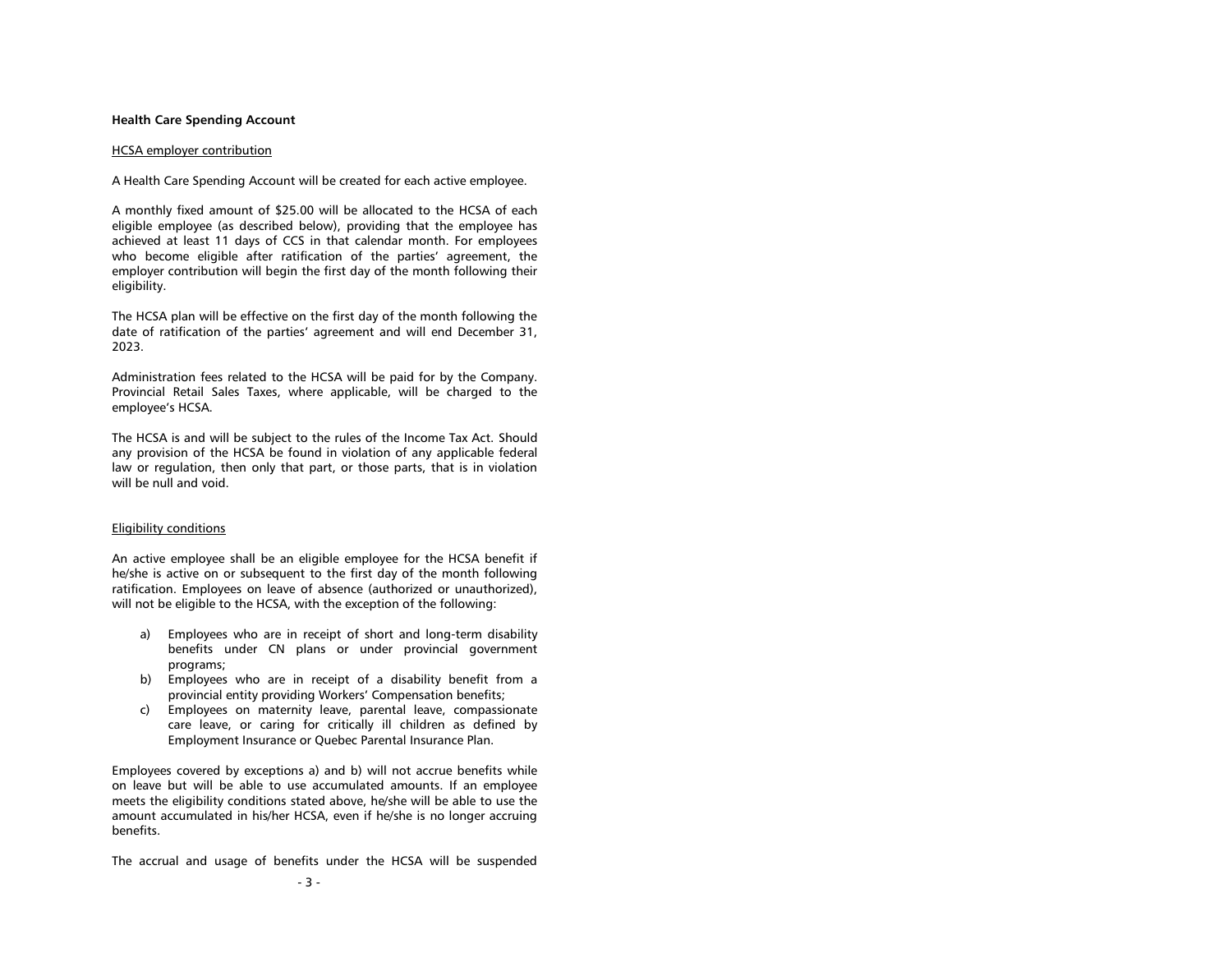**Health Care Spending Account**

<u>HCSA employer contribution</u>

A Health Care Spending Account will be created for each active employee.

A monthly fixed amount of $25.00 will be allocated to the HCSA of each eligible employee (as described below), providing that the employee has achieved at least 11 days of CCS in that calendar month. For employees who become eligible after ratification of the parties' agreement, the employer contribution will begin the first day of the month following their eligibility.

The HCSA plan will be effective on the first day of the month following the date of ratification of the parties' agreement and will end December 31, 2023.

Administration fees related to the HCSA will be paid for by the Company. Provincial Retail Sales Taxes, where applicable, will be charged to the employee's HCSA.

The HCSA is and will be subject to the rules of the Income Tax Act. Should any provision of the HCSA be found in violation of any applicable federal law or regulation, then only that part, or those parts, that is in violation will be null and void.

<u>Eligibility conditions</u>

An active employee shall be an eligible employee for the HCSA benefit if he/she is active on or subsequent to the first day of the month following ratification. Employees on leave of absence (authorized or unauthorized), will not be eligible to the HCSA, with the exception of the following:

a) Employees who are in receipt of short and long-term disability benefits under CN plans or under provincial government programs;
b) Employees who are in receipt of a disability benefit from a provincial entity providing Workers' Compensation benefits;
c) Employees on maternity leave, parental leave, compassionate care leave, or caring for critically ill children as defined by Employment Insurance or Quebec Parental Insurance Plan.

Employees covered by exceptions a) and b) will not accrue benefits while on leave but will be able to use accumulated amounts. If an employee meets the eligibility conditions stated above, he/she will be able to use the amount accumulated in his/her HCSA, even if he/she is no longer accruing benefits.

The accrual and usage of benefits under the HCSA will be suspended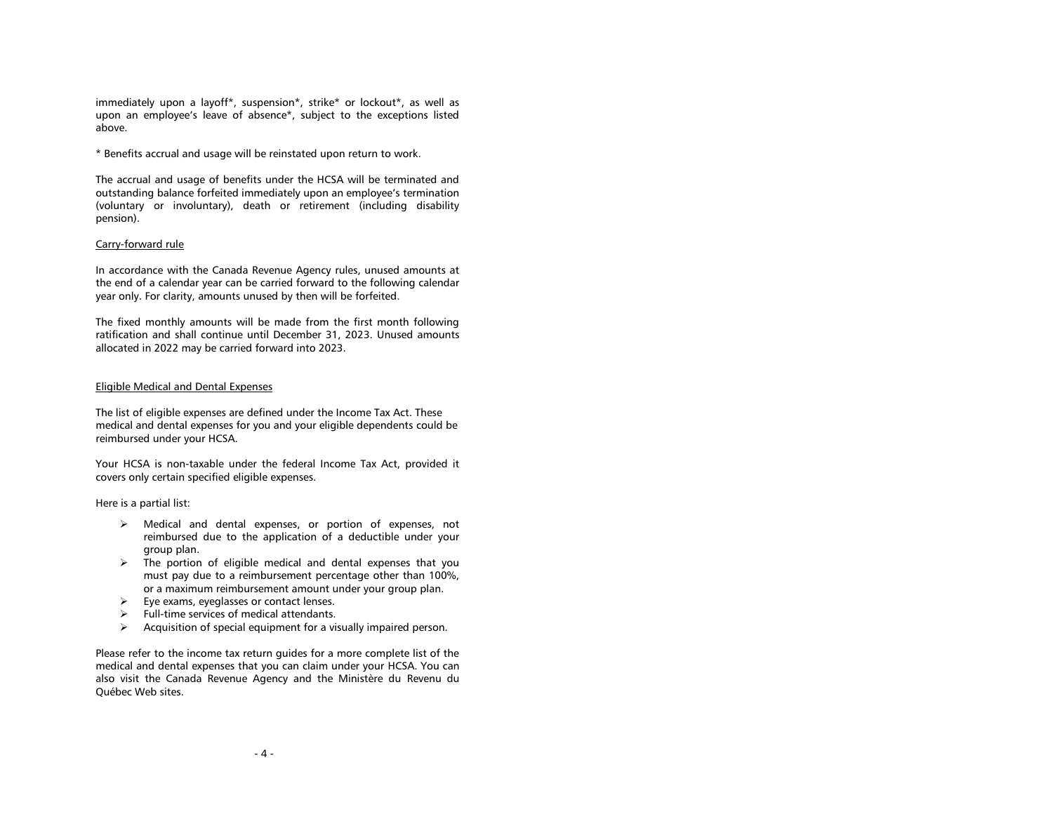immediately upon a layoff*, suspension*, strike* or lockout*, as well as upon an employee's leave of absence*, subject to the exceptions listed above.

* Benefits accrual and usage will be reinstated upon return to work.

The accrual and usage of benefits under the HCSA will be terminated and outstanding balance forfeited immediately upon an employee's termination (voluntary or involuntary), death or retirement (including disability pension).

<u>Carry-forward rule</u>

In accordance with the Canada Revenue Agency rules, unused amounts at the end of a calendar year can be carried forward to the following calendar year only. For clarity, amounts unused by then will be forfeited.

The fixed monthly amounts will be made from the first month following ratification and shall continue until December 31, 2023. Unused amounts allocated in 2022 may be carried forward into 2023.

<u>Eligible Medical and Dental Expenses</u>

The list of eligible expenses are defined under the Income Tax Act. These medical and dental expenses for you and your eligible dependents could be reimbursed under your HCSA.

Your HCSA is non-taxable under the federal Income Tax Act, provided it covers only certain specified eligible expenses.

Here is a partial list:

- Medical and dental expenses, or portion of expenses, not reimbursed due to the application of a deductible under your group plan.
- The portion of eligible medical and dental expenses that you must pay due to a reimbursement percentage other than 100%, or a maximum reimbursement amount under your group plan.
- Eye exams, eyeglasses or contact lenses.
- Full-time services of medical attendants.
- Acquisition of special equipment for a visually impaired person.

Please refer to the income tax return guides for a more complete list of the medical and dental expenses that you can claim under your HCSA. You can also visit the Canada Revenue Agency and the Ministère du Revenu du Québec Web sites.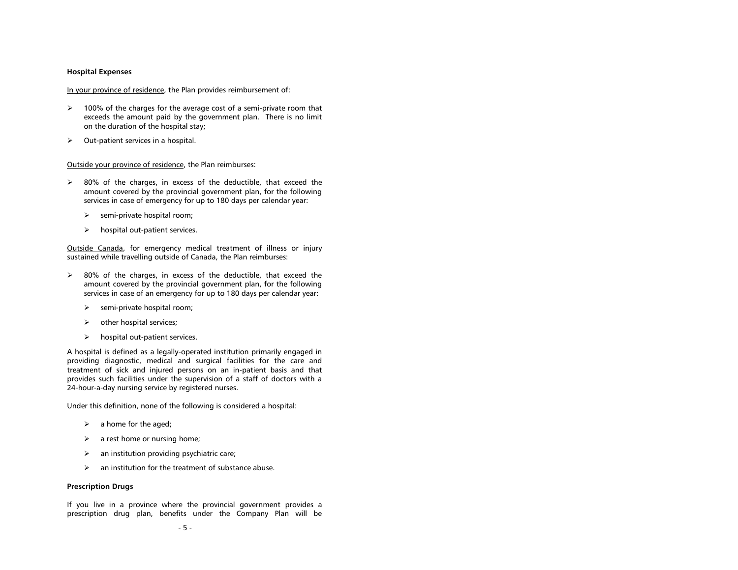**Hospital Expenses**

In your province of residence, the Plan provides reimbursement of:

- 100% of the charges for the average cost of a semi-private room that exceeds the amount paid by the government plan. There is no limit on the duration of the hospital stay;
- Out-patient services in a hospital.

Outside your province of residence, the Plan reimburses:

- 80% of the charges, in excess of the deductible, that exceed the amount covered by the provincial government plan, for the following services in case of emergency for up to 180 days per calendar year:
  - semi-private hospital room;
  - hospital out-patient services.

Outside Canada, for emergency medical treatment of illness or injury sustained while travelling outside of Canada, the Plan reimburses:

- 80% of the charges, in excess of the deductible, that exceed the amount covered by the provincial government plan, for the following services in case of an emergency for up to 180 days per calendar year:
  - semi-private hospital room;
  - other hospital services;
  - hospital out-patient services.

A hospital is defined as a legally-operated institution primarily engaged in providing diagnostic, medical and surgical facilities for the care and treatment of sick and injured persons on an in-patient basis and that provides such facilities under the supervision of a staff of doctors with a 24-hour-a-day nursing service by registered nurses.

Under this definition, none of the following is considered a hospital:

- a home for the aged;
- a rest home or nursing home;
- an institution providing psychiatric care;
- an institution for the treatment of substance abuse.

**Prescription Drugs**

If you live in a province where the provincial government provides a prescription drug plan, benefits under the Company Plan will be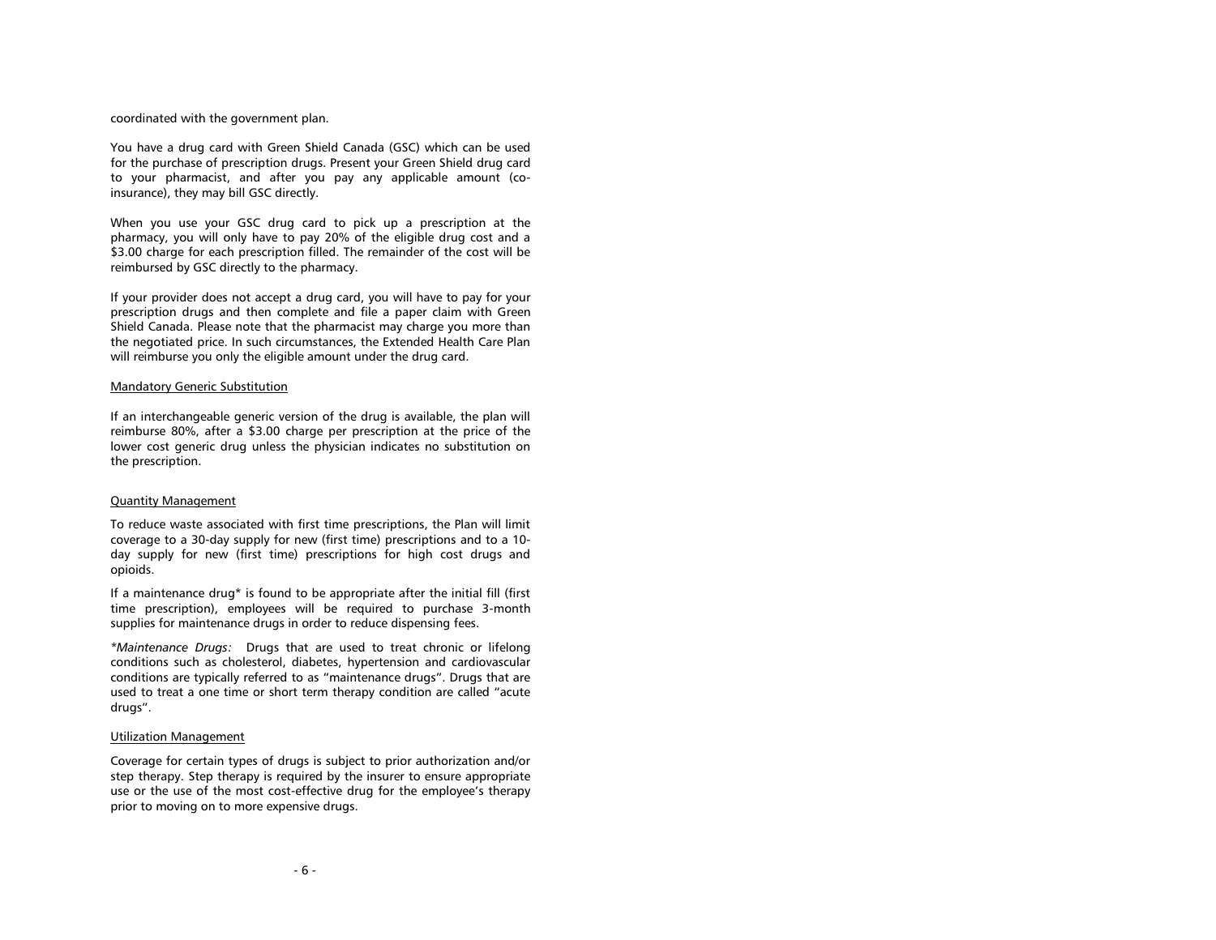coordinated with the government plan.

You have a drug card with Green Shield Canada (GSC) which can be used for the purchase of prescription drugs. Present your Green Shield drug card to your pharmacist, and after you pay any applicable amount (co-insurance), they may bill GSC directly.

When you use your GSC drug card to pick up a prescription at the pharmacy, you will only have to pay 20% of the eligible drug cost and a $3.00 charge for each prescription filled. The remainder of the cost will be reimbursed by GSC directly to the pharmacy.

If your provider does not accept a drug card, you will have to pay for your prescription drugs and then complete and file a paper claim with Green Shield Canada. Please note that the pharmacist may charge you more than the negotiated price. In such circumstances, the Extended Health Care Plan will reimburse you only the eligible amount under the drug card.

<u>Mandatory Generic Substitution</u>

If an interchangeable generic version of the drug is available, the plan will reimburse 80%, after a $3.00 charge per prescription at the price of the lower cost generic drug unless the physician indicates no substitution on the prescription.

<u>Quantity Management</u>

To reduce waste associated with first time prescriptions, the Plan will limit coverage to a 30-day supply for new (first time) prescriptions and to a 10-day supply for new (first time) prescriptions for high cost drugs and opioids.

If a maintenance drug* is found to be appropriate after the initial fill (first time prescription), employees will be required to purchase 3-month supplies for maintenance drugs in order to reduce dispensing fees.

*\*Maintenance Drugs:* Drugs that are used to treat chronic or lifelong conditions such as cholesterol, diabetes, hypertension and cardiovascular conditions are typically referred to as "maintenance drugs". Drugs that are used to treat a one time or short term therapy condition are called "acute drugs".

<u>Utilization Management</u>

Coverage for certain types of drugs is subject to prior authorization and/or step therapy. Step therapy is required by the insurer to ensure appropriate use or the use of the most cost-effective drug for the employee's therapy prior to moving on to more expensive drugs.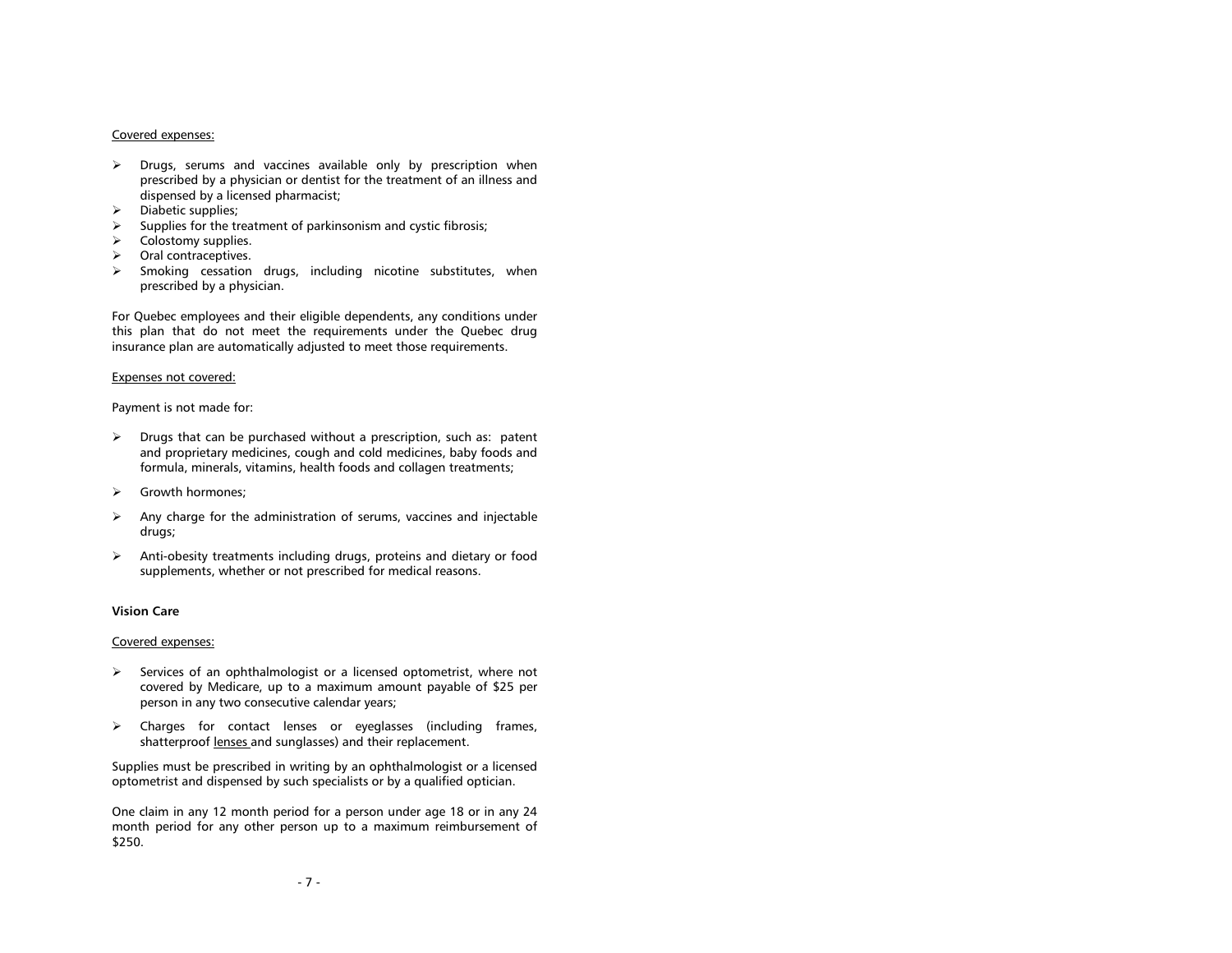Covered expenses:

- Drugs, serums and vaccines available only by prescription when prescribed by a physician or dentist for the treatment of an illness and dispensed by a licensed pharmacist;
- Diabetic supplies;
- Supplies for the treatment of parkinsonism and cystic fibrosis;
- Colostomy supplies.
- Oral contraceptives.
- Smoking cessation drugs, including nicotine substitutes, when prescribed by a physician.

For Quebec employees and their eligible dependents, any conditions under this plan that do not meet the requirements under the Quebec drug insurance plan are automatically adjusted to meet those requirements.

Expenses not covered:

Payment is not made for:

- Drugs that can be purchased without a prescription, such as: patent and proprietary medicines, cough and cold medicines, baby foods and formula, minerals, vitamins, health foods and collagen treatments;
- Growth hormones;
- Any charge for the administration of serums, vaccines and injectable drugs;
- Anti-obesity treatments including drugs, proteins and dietary or food supplements, whether or not prescribed for medical reasons.

**Vision Care**

Covered expenses:

- Services of an ophthalmologist or a licensed optometrist, where not covered by Medicare, up to a maximum amount payable of $25 per person in any two consecutive calendar years;
- Charges for contact lenses or eyeglasses (including frames, shatterproof lenses and sunglasses) and their replacement.

Supplies must be prescribed in writing by an ophthalmologist or a licensed optometrist and dispensed by such specialists or by a qualified optician.

One claim in any 12 month period for a person under age 18 or in any 24 month period for any other person up to a maximum reimbursement of $250.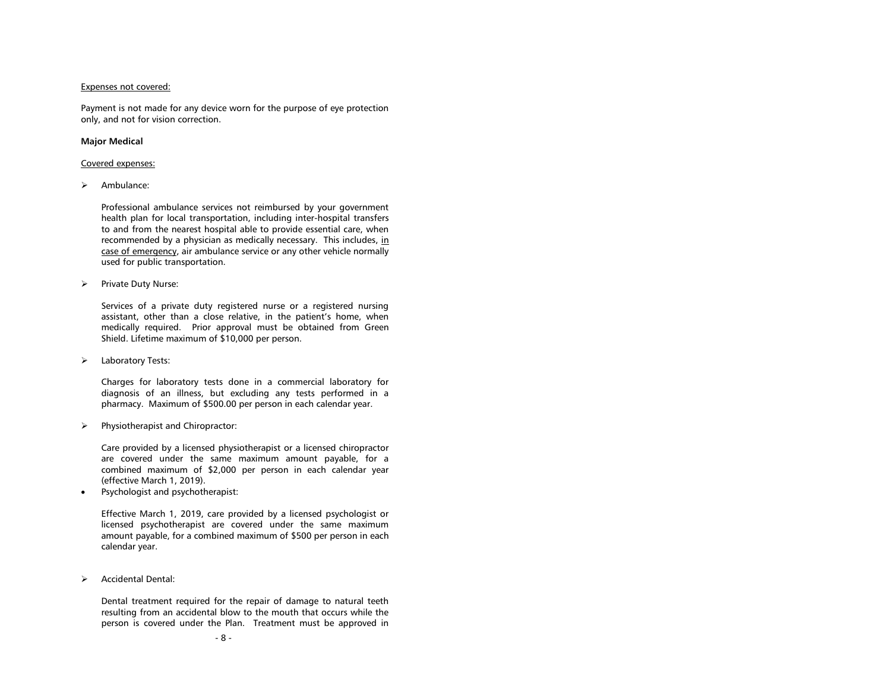Expenses not covered:

Payment is not made for any device worn for the purpose of eye protection only, and not for vision correction.

**Major Medical**

Covered expenses:

- Ambulance:

  Professional ambulance services not reimbursed by your government health plan for local transportation, including inter-hospital transfers to and from the nearest hospital able to provide essential care, when recommended by a physician as medically necessary. This includes, in case of emergency, air ambulance service or any other vehicle normally used for public transportation.

- Private Duty Nurse:

  Services of a private duty registered nurse or a registered nursing assistant, other than a close relative, in the patient's home, when medically required. Prior approval must be obtained from Green Shield. Lifetime maximum of $10,000 per person.

- Laboratory Tests:

  Charges for laboratory tests done in a commercial laboratory for diagnosis of an illness, but excluding any tests performed in a pharmacy. Maximum of $500.00 per person in each calendar year.

- Physiotherapist and Chiropractor:

  Care provided by a licensed physiotherapist or a licensed chiropractor are covered under the same maximum amount payable, for a combined maximum of $2,000 per person in each calendar year (effective March 1, 2019).

- Psychologist and psychotherapist:

  Effective March 1, 2019, care provided by a licensed psychologist or licensed psychotherapist are covered under the same maximum amount payable, for a combined maximum of $500 per person in each calendar year.

- Accidental Dental:

  Dental treatment required for the repair of damage to natural teeth resulting from an accidental blow to the mouth that occurs while the person is covered under the Plan. Treatment must be approved in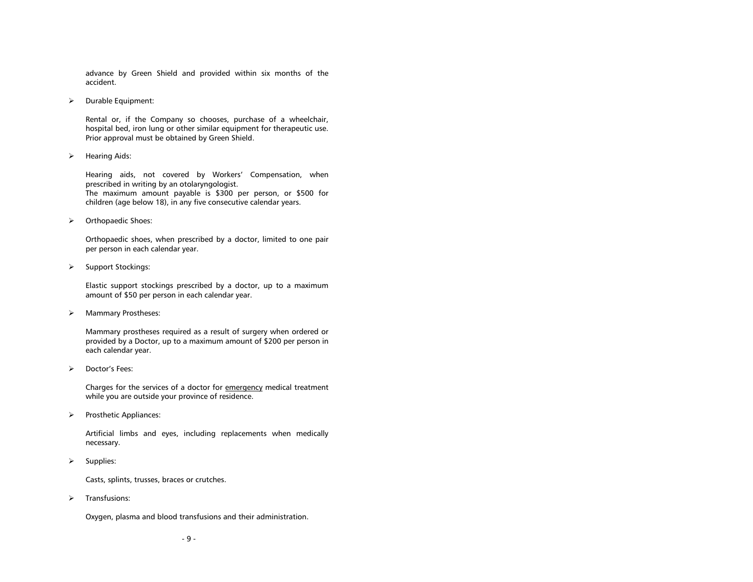advance by Green Shield and provided within six months of the accident.

- Durable Equipment:

  Rental or, if the Company so chooses, purchase of a wheelchair, hospital bed, iron lung or other similar equipment for therapeutic use. Prior approval must be obtained by Green Shield.

- Hearing Aids:

  Hearing aids, not covered by Workers' Compensation, when prescribed in writing by an otolaryngologist.
  The maximum amount payable is $300 per person, or $500 for children (age below 18), in any five consecutive calendar years.

- Orthopaedic Shoes:

  Orthopaedic shoes, when prescribed by a doctor, limited to one pair per person in each calendar year.

- Support Stockings:

  Elastic support stockings prescribed by a doctor, up to a maximum amount of $50 per person in each calendar year.

- Mammary Prostheses:

  Mammary prostheses required as a result of surgery when ordered or provided by a Doctor, up to a maximum amount of $200 per person in each calendar year.

- Doctor's Fees:

  Charges for the services of a doctor for <u>emergency</u> medical treatment while you are outside your province of residence.

- Prosthetic Appliances:

  Artificial limbs and eyes, including replacements when medically necessary.

- Supplies:

  Casts, splints, trusses, braces or crutches.

- Transfusions:

  Oxygen, plasma and blood transfusions and their administration.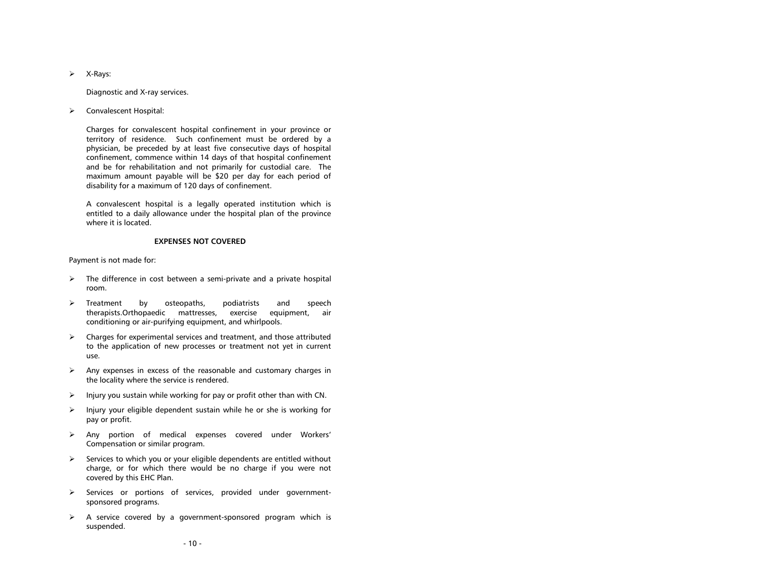- X-Rays:

  Diagnostic and X-ray services.

- Convalescent Hospital:

  Charges for convalescent hospital confinement in your province or territory of residence. Such confinement must be ordered by a physician, be preceded by at least five consecutive days of hospital confinement, commence within 14 days of that hospital confinement and be for rehabilitation and not primarily for custodial care. The maximum amount payable will be $20 per day for each period of disability for a maximum of 120 days of confinement.

  A convalescent hospital is a legally operated institution which is entitled to a daily allowance under the hospital plan of the province where it is located.

**EXPENSES NOT COVERED**

Payment is not made for:

- The difference in cost between a semi-private and a private hospital room.
- Treatment by osteopaths, podiatrists and speech therapists.Orthopaedic mattresses, exercise equipment, air conditioning or air-purifying equipment, and whirlpools.
- Charges for experimental services and treatment, and those attributed to the application of new processes or treatment not yet in current use.
- Any expenses in excess of the reasonable and customary charges in the locality where the service is rendered.
- Injury you sustain while working for pay or profit other than with CN.
- Injury your eligible dependent sustain while he or she is working for pay or profit.
- Any portion of medical expenses covered under Workers' Compensation or similar program.
- Services to which you or your eligible dependents are entitled without charge, or for which there would be no charge if you were not covered by this EHC Plan.
- Services or portions of services, provided under government-sponsored programs.
- A service covered by a government-sponsored program which is suspended.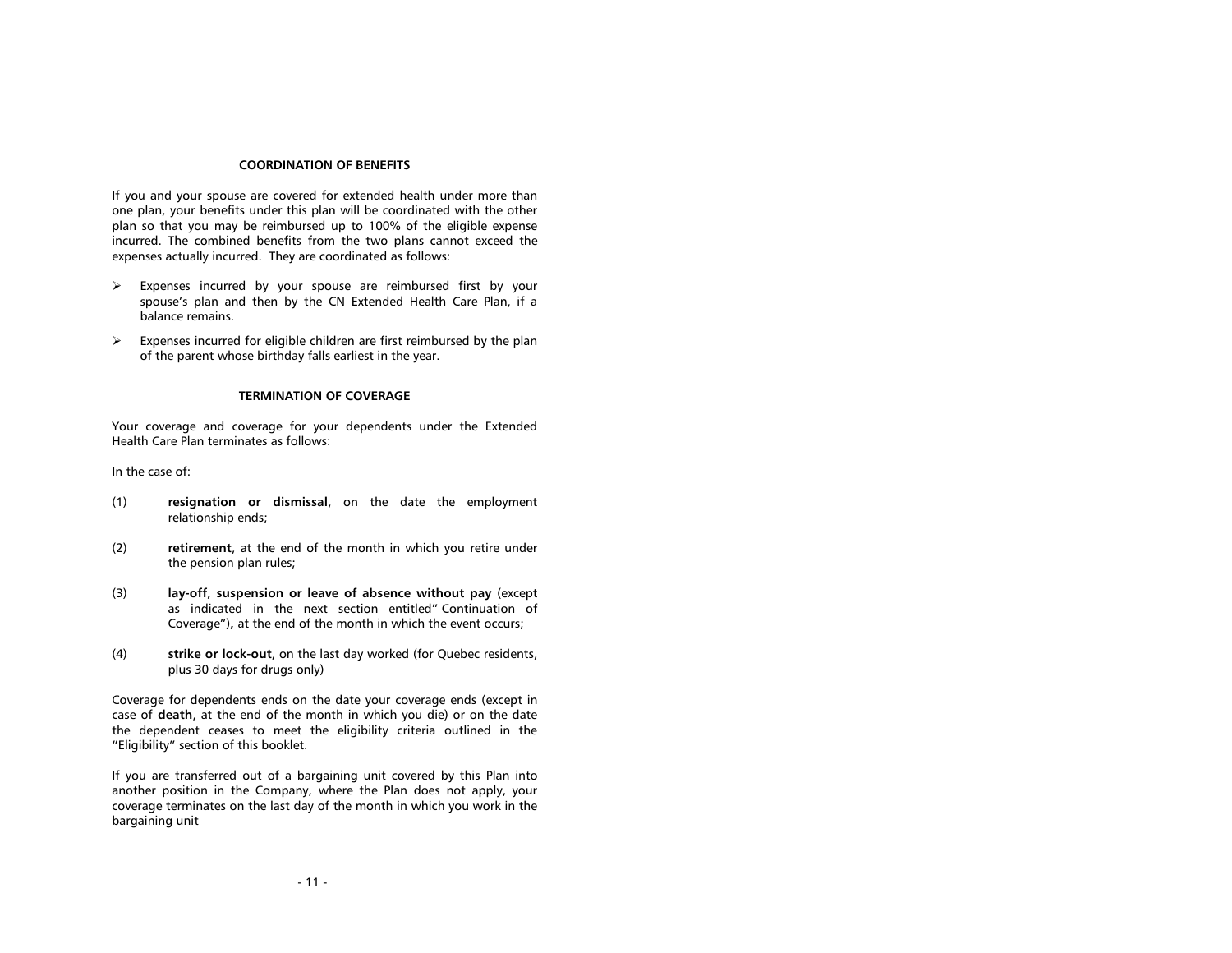## COORDINATION OF BENEFITS

If you and your spouse are covered for extended health under more than one plan, your benefits under this plan will be coordinated with the other plan so that you may be reimbursed up to 100% of the eligible expense incurred. The combined benefits from the two plans cannot exceed the expenses actually incurred. They are coordinated as follows:

- Expenses incurred by your spouse are reimbursed first by your spouse's plan and then by the CN Extended Health Care Plan, if a balance remains.
- Expenses incurred for eligible children are first reimbursed by the plan of the parent whose birthday falls earliest in the year.

## TERMINATION OF COVERAGE

Your coverage and coverage for your dependents under the Extended Health Care Plan terminates as follows:

In the case of:

(1) **resignation or dismissal**, on the date the employment relationship ends;

(2) **retirement**, at the end of the month in which you retire under the pension plan rules;

(3) **lay-off, suspension or leave of absence without pay** (except as indicated in the next section entitled" Continuation of Coverage"), at the end of the month in which the event occurs;

(4) **strike or lock-out**, on the last day worked (for Quebec residents, plus 30 days for drugs only)

Coverage for dependents ends on the date your coverage ends (except in case of **death**, at the end of the month in which you die) or on the date the dependent ceases to meet the eligibility criteria outlined in the "Eligibility" section of this booklet.

If you are transferred out of a bargaining unit covered by this Plan into another position in the Company, where the Plan does not apply, your coverage terminates on the last day of the month in which you work in the bargaining unit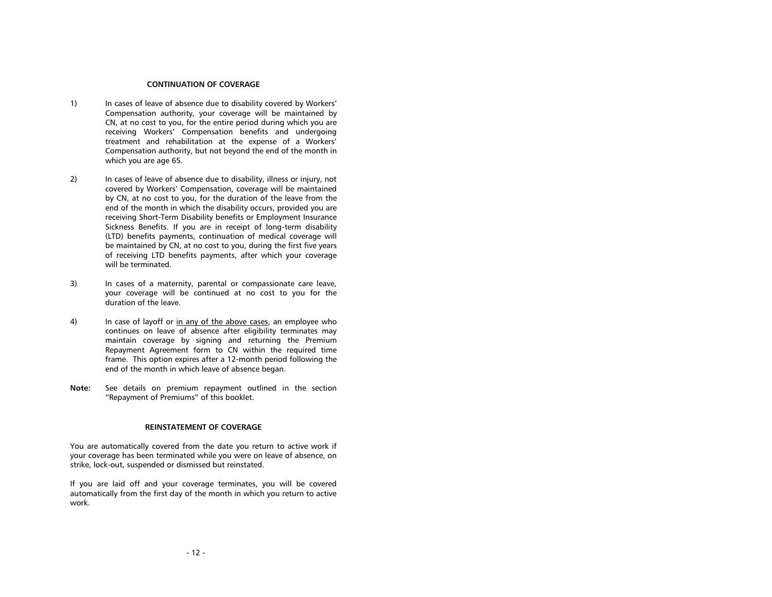## CONTINUATION OF COVERAGE

1) In cases of leave of absence due to disability covered by Workers' Compensation authority, your coverage will be maintained by CN, at no cost to you, for the entire period during which you are receiving Workers' Compensation benefits and undergoing treatment and rehabilitation at the expense of a Workers' Compensation authority, but not beyond the end of the month in which you are age 65.

2) In cases of leave of absence due to disability, illness or injury, not covered by Workers' Compensation, coverage will be maintained by CN, at no cost to you, for the duration of the leave from the end of the month in which the disability occurs, provided you are receiving Short-Term Disability benefits or Employment Insurance Sickness Benefits. If you are in receipt of long-term disability (LTD) benefits payments, continuation of medical coverage will be maintained by CN, at no cost to you, during the first five years of receiving LTD benefits payments, after which your coverage will be terminated.

3) In cases of a maternity, parental or compassionate care leave, your coverage will be continued at no cost to you for the duration of the leave.

4) In case of layoff or <u>in any of the above cases</u>, an employee who continues on leave of absence after eligibility terminates may maintain coverage by signing and returning the Premium Repayment Agreement form to CN within the required time frame. This option expires after a 12-month period following the end of the month in which leave of absence began.

**Note:** See details on premium repayment outlined in the section "Repayment of Premiums" of this booklet.

## REINSTATEMENT OF COVERAGE

You are automatically covered from the date you return to active work if your coverage has been terminated while you were on leave of absence, on strike, lock-out, suspended or dismissed but reinstated.

If you are laid off and your coverage terminates, you will be covered automatically from the first day of the month in which you return to active work.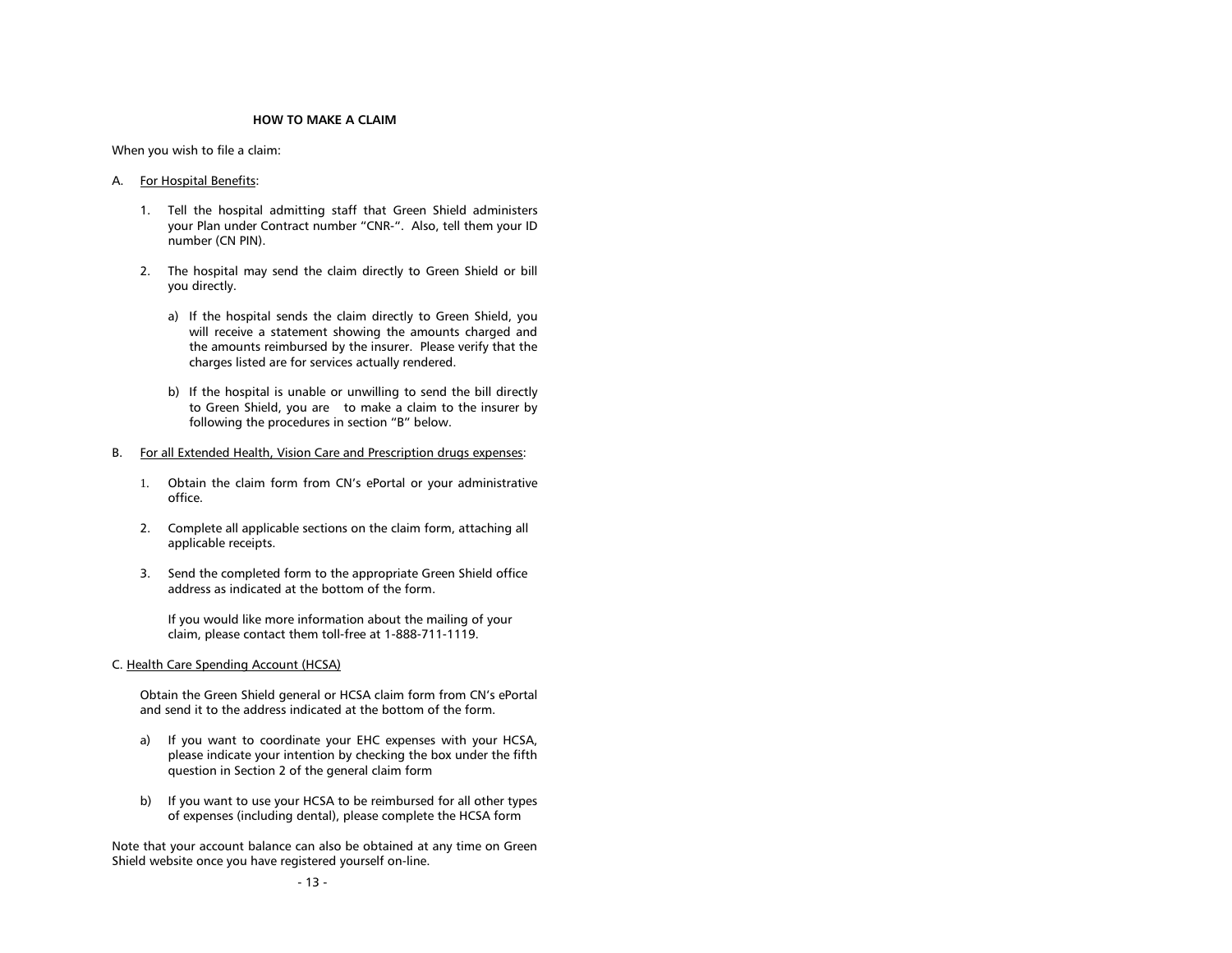## HOW TO MAKE A CLAIM

When you wish to file a claim:

A. <u>For Hospital Benefits</u>:

1. Tell the hospital admitting staff that Green Shield administers your Plan under Contract number "CNR-". Also, tell them your ID number (CN PIN).

2. The hospital may send the claim directly to Green Shield or bill you directly.

   a) If the hospital sends the claim directly to Green Shield, you will receive a statement showing the amounts charged and the amounts reimbursed by the insurer. Please verify that the charges listed are for services actually rendered.

   b) If the hospital is unable or unwilling to send the bill directly to Green Shield, you are to make a claim to the insurer by following the procedures in section "B" below.

B. <u>For all Extended Health, Vision Care and Prescription drugs expenses</u>:

1. Obtain the claim form from CN's ePortal or your administrative office.

2. Complete all applicable sections on the claim form, attaching all applicable receipts.

3. Send the completed form to the appropriate Green Shield office address as indicated at the bottom of the form.

   If you would like more information about the mailing of your claim, please contact them toll-free at 1-888-711-1119.

C. <u>Health Care Spending Account (HCSA)</u>

Obtain the Green Shield general or HCSA claim form from CN's ePortal and send it to the address indicated at the bottom of the form.

a) If you want to coordinate your EHC expenses with your HCSA, please indicate your intention by checking the box under the fifth question in Section 2 of the general claim form

b) If you want to use your HCSA to be reimbursed for all other types of expenses (including dental), please complete the HCSA form

Note that your account balance can also be obtained at any time on Green Shield website once you have registered yourself on-line.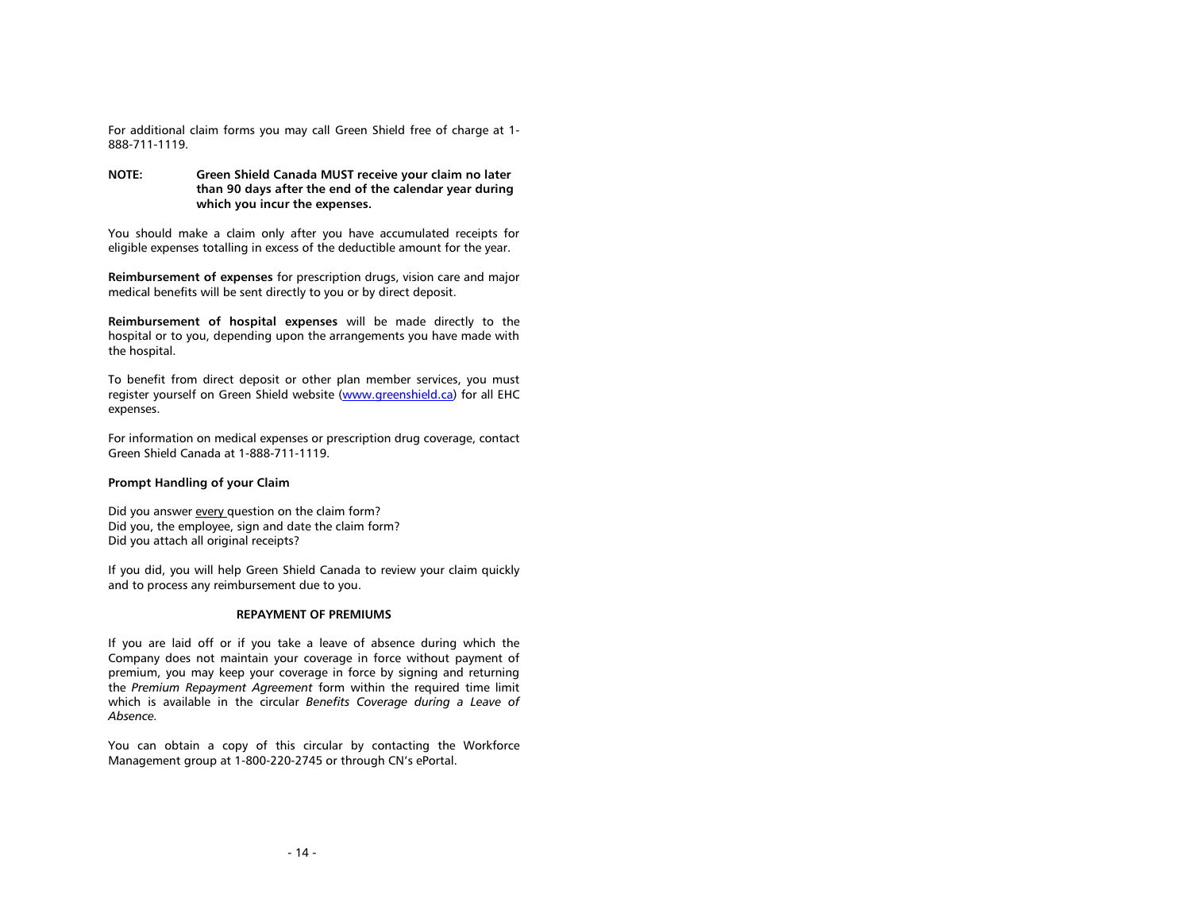For additional claim forms you may call Green Shield free of charge at 1-888-711-1119.

**NOTE:** **Green Shield Canada MUST receive your claim no later than 90 days after the end of the calendar year during which you incur the expenses.**

You should make a claim only after you have accumulated receipts for eligible expenses totalling in excess of the deductible amount for the year.

**Reimbursement of expenses** for prescription drugs, vision care and major medical benefits will be sent directly to you or by direct deposit.

**Reimbursement of hospital expenses** will be made directly to the hospital or to you, depending upon the arrangements you have made with the hospital.

To benefit from direct deposit or other plan member services, you must register yourself on Green Shield website (www.greenshield.ca) for all EHC expenses.

For information on medical expenses or prescription drug coverage, contact Green Shield Canada at 1-888-711-1119.

**Prompt Handling of your Claim**

Did you answer <u>every</u> question on the claim form?
Did you, the employee, sign and date the claim form?
Did you attach all original receipts?

If you did, you will help Green Shield Canada to review your claim quickly and to process any reimbursement due to you.

## REPAYMENT OF PREMIUMS

If you are laid off or if you take a leave of absence during which the Company does not maintain your coverage in force without payment of premium, you may keep your coverage in force by signing and returning the *Premium Repayment Agreement* form within the required time limit which is available in the circular *Benefits Coverage during a Leave of Absence.*

You can obtain a copy of this circular by contacting the Workforce Management group at 1-800-220-2745 or through CN's ePortal.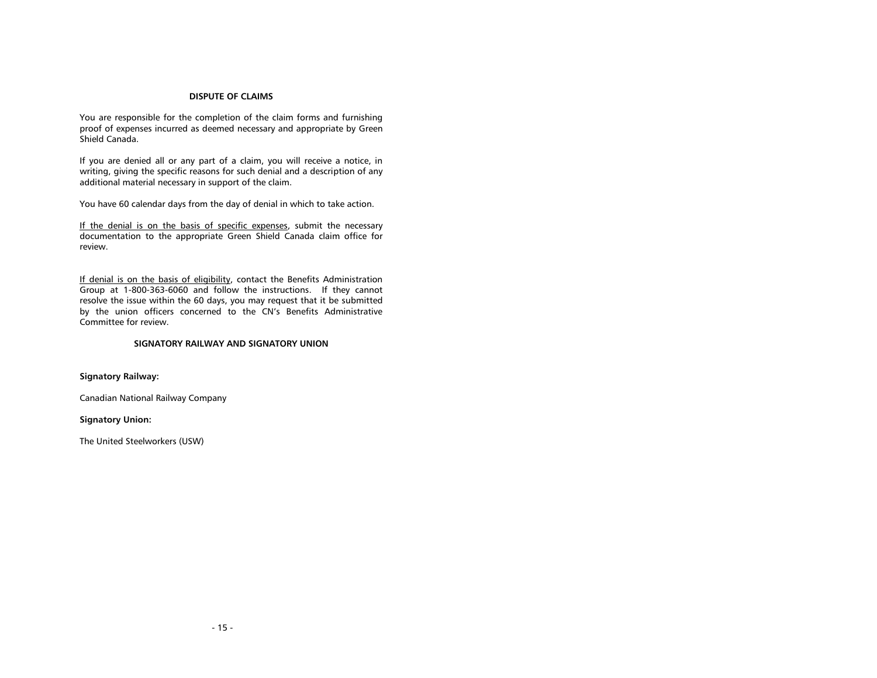## DISPUTE OF CLAIMS

You are responsible for the completion of the claim forms and furnishing proof of expenses incurred as deemed necessary and appropriate by Green Shield Canada.

If you are denied all or any part of a claim, you will receive a notice, in writing, giving the specific reasons for such denial and a description of any additional material necessary in support of the claim.

You have 60 calendar days from the day of denial in which to take action.

<u>If the denial is on the basis of specific expenses</u>, submit the necessary documentation to the appropriate Green Shield Canada claim office for review.

<u>If denial is on the basis of eligibility</u>, contact the Benefits Administration Group at 1-800-363-6060 and follow the instructions. If they cannot resolve the issue within the 60 days, you may request that it be submitted by the union officers concerned to the CN's Benefits Administrative Committee for review.

## SIGNATORY RAILWAY AND SIGNATORY UNION

**Signatory Railway:**

Canadian National Railway Company

**Signatory Union:**

The United Steelworkers (USW)